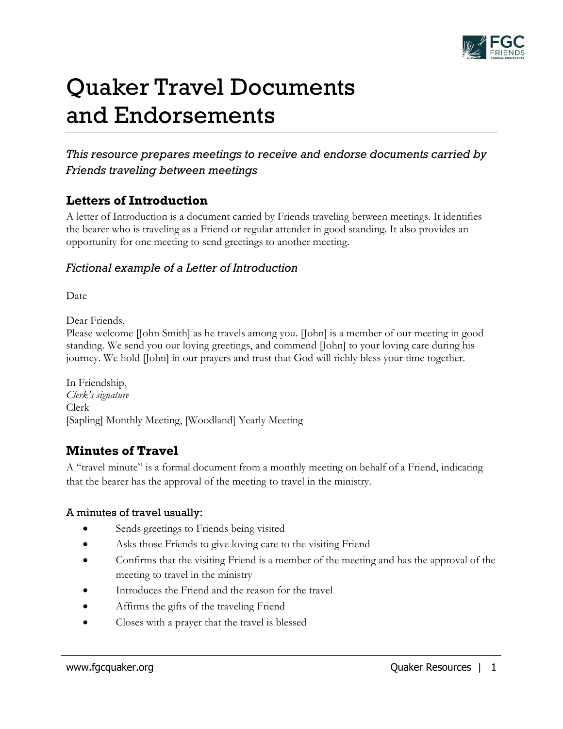# Quaker Travel Documents and Endorsements

*This resource prepares meetings to receive and endorse documents carried by Friends traveling between meetings*

## Letters of Introduction

A letter of Introduction is a document carried by Friends traveling between meetings. It identifies the bearer who is traveling as a Friend or regular attender in good standing. It also provides an opportunity for one meeting to send greetings to another meeting.

### *Fictional example of a Letter of Introduction*

Date

Dear Friends,
Please welcome [John Smith] as he travels among you. [John] is a member of our meeting in good standing. We send you our loving greetings, and commend [John] to your loving care during his journey. We hold [John] in our prayers and trust that God will richly bless your time together.

In Friendship,
*Clerk's signature*
Clerk
[Sapling] Monthly Meeting, [Woodland] Yearly Meeting

## Minutes of Travel

A "travel minute" is a formal document from a monthly meeting on behalf of a Friend, indicating that the bearer has the approval of the meeting to travel in the ministry.

#### A minutes of travel usually:

- Sends greetings to Friends being visited
- Asks those Friends to give loving care to the visiting Friend
- Confirms that the visiting Friend is a member of the meeting and has the approval of the meeting to travel in the ministry
- Introduces the Friend and the reason for the travel
- Affirms the gifts of the traveling Friend
- Closes with a prayer that the travel is blessed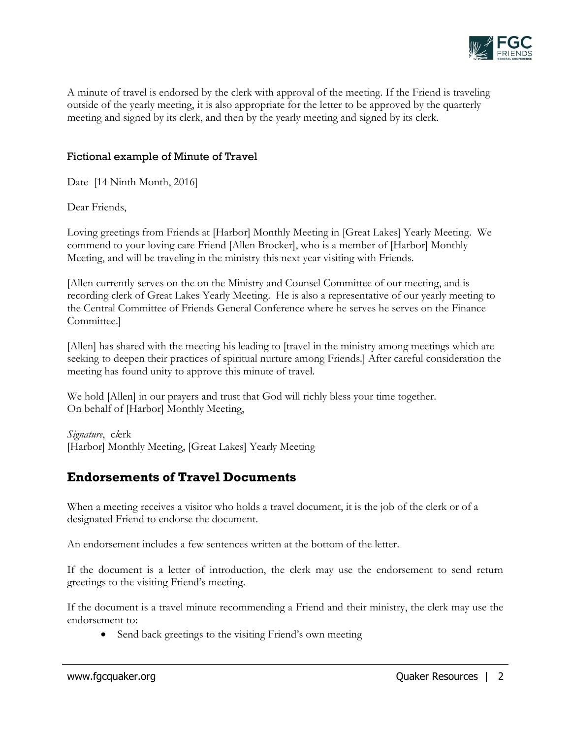A minute of travel is endorsed by the clerk with approval of the meeting. If the Friend is traveling outside of the yearly meeting, it is also appropriate for the letter to be approved by the quarterly meeting and signed by its clerk, and then by the yearly meeting and signed by its clerk.

### Fictional example of Minute of Travel

Date [14 Ninth Month, 2016]

Dear Friends,

Loving greetings from Friends at [Harbor] Monthly Meeting in [Great Lakes] Yearly Meeting. We commend to your loving care Friend [Allen Brocker], who is a member of [Harbor] Monthly Meeting, and will be traveling in the ministry this next year visiting with Friends.

[Allen currently serves on the on the Ministry and Counsel Committee of our meeting, and is recording clerk of Great Lakes Yearly Meeting. He is also a representative of our yearly meeting to the Central Committee of Friends General Conference where he serves he serves on the Finance Committee.]

[Allen] has shared with the meeting his leading to [travel in the ministry among meetings which are seeking to deepen their practices of spiritual nurture among Friends.] After careful consideration the meeting has found unity to approve this minute of travel.

We hold [Allen] in our prayers and trust that God will richly bless your time together.
On behalf of [Harbor] Monthly Meeting,

*Signature*, clerk
[Harbor] Monthly Meeting, [Great Lakes] Yearly Meeting

## Endorsements of Travel Documents

When a meeting receives a visitor who holds a travel document, it is the job of the clerk or of a designated Friend to endorse the document.

An endorsement includes a few sentences written at the bottom of the letter.

If the document is a letter of introduction, the clerk may use the endorsement to send return greetings to the visiting Friend's meeting.

If the document is a travel minute recommending a Friend and their ministry, the clerk may use the endorsement to:

- Send back greetings to the visiting Friend's own meeting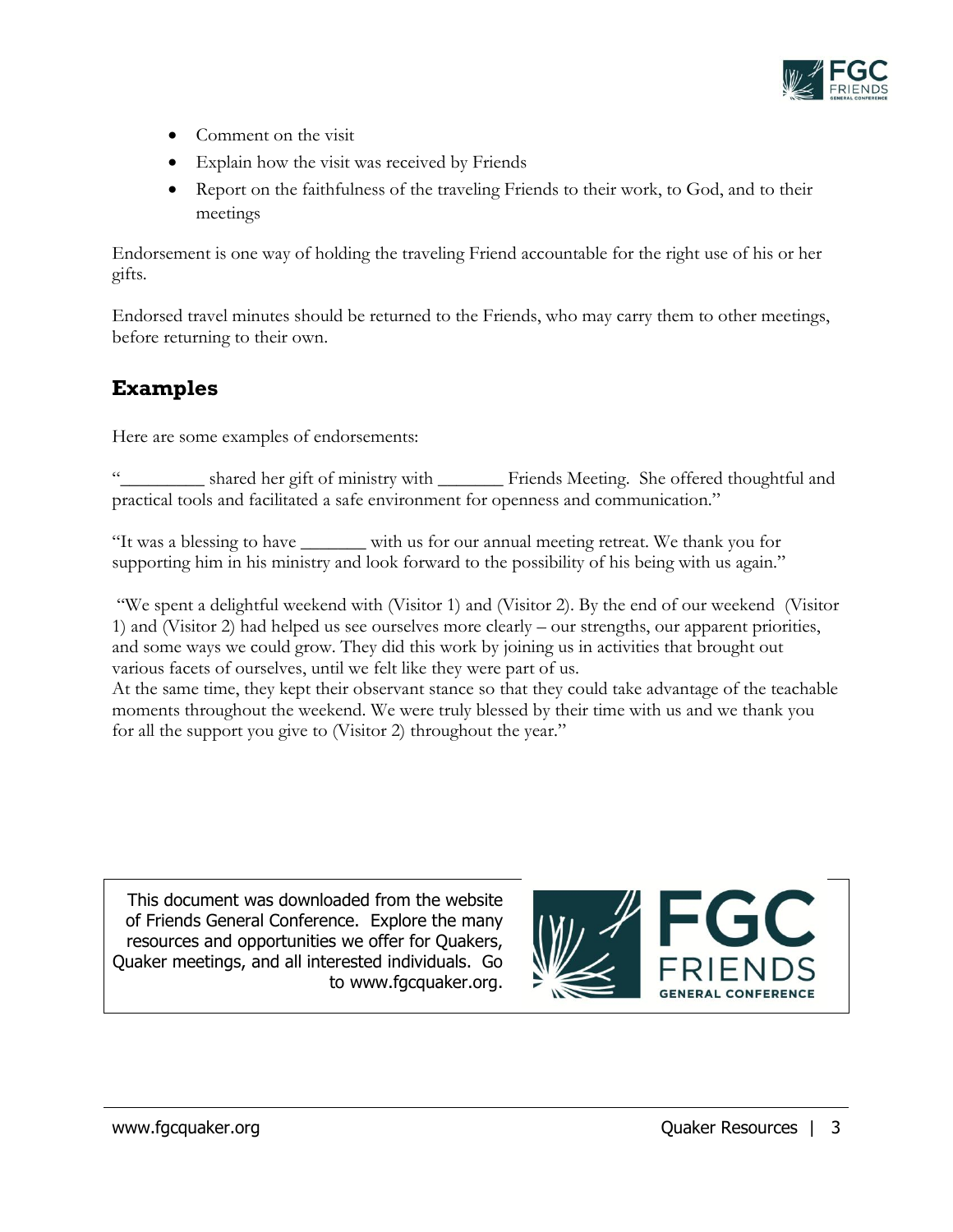- Comment on the visit
- Explain how the visit was received by Friends
- Report on the faithfulness of the traveling Friends to their work, to God, and to their meetings

Endorsement is one way of holding the traveling Friend accountable for the right use of his or her gifts.

Endorsed travel minutes should be returned to the Friends, who may carry them to other meetings, before returning to their own.

## Examples

Here are some examples of endorsements:

"_________ shared her gift of ministry with _______ Friends Meeting. She offered thoughtful and practical tools and facilitated a safe environment for openness and communication."

"It was a blessing to have _______ with us for our annual meeting retreat. We thank you for supporting him in his ministry and look forward to the possibility of his being with us again."

"We spent a delightful weekend with (Visitor 1) and (Visitor 2). By the end of our weekend (Visitor 1) and (Visitor 2) had helped us see ourselves more clearly – our strengths, our apparent priorities, and some ways we could grow. They did this work by joining us in activities that brought out various facets of ourselves, until we felt like they were part of us.
At the same time, they kept their observant stance so that they could take advantage of the teachable moments throughout the weekend. We were truly blessed by their time with us and we thank you for all the support you give to (Visitor 2) throughout the year."

This document was downloaded from the website of Friends General Conference. Explore the many resources and opportunities we offer for Quakers, Quaker meetings, and all interested individuals. Go to www.fgcquaker.org.